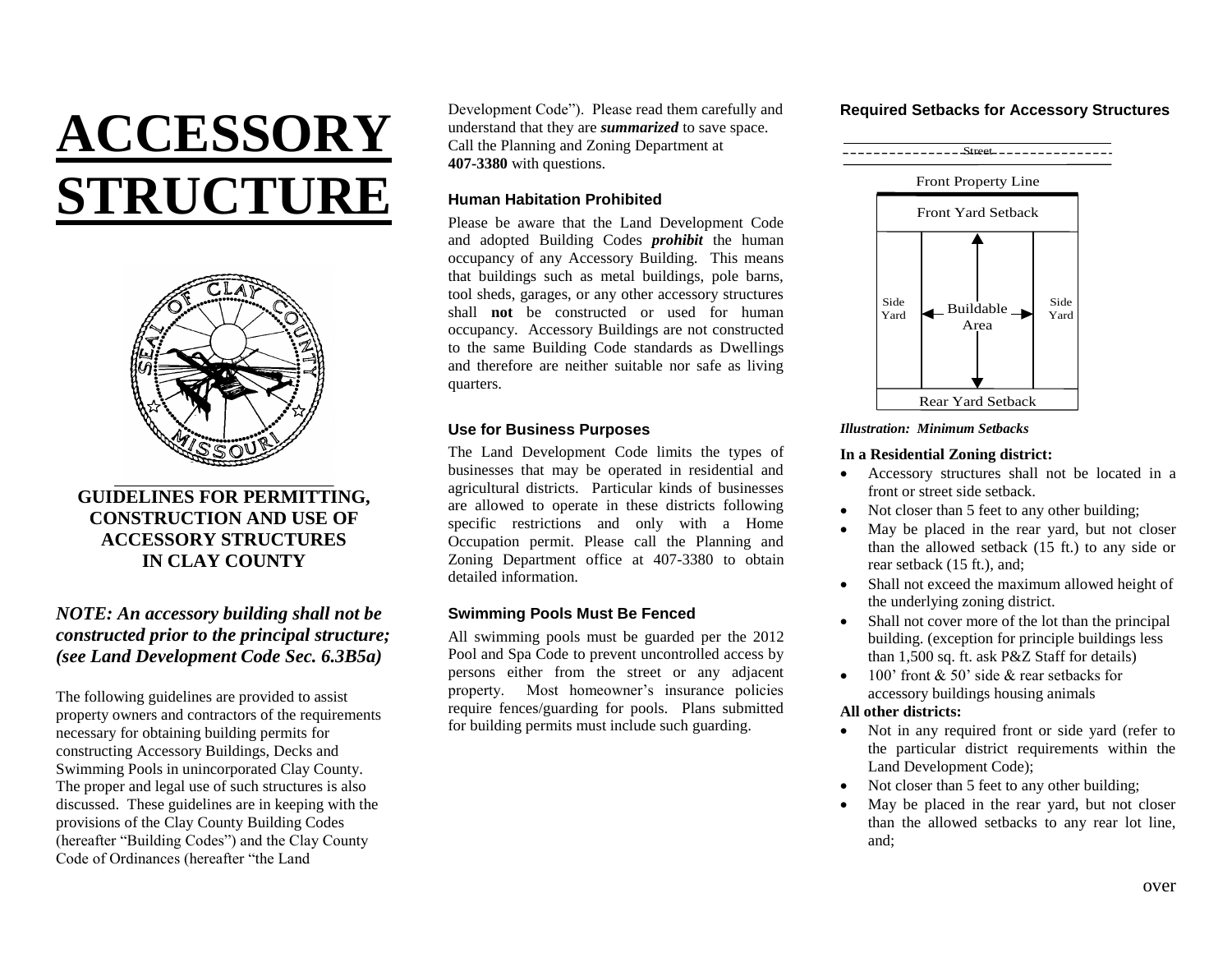# ACCESSORY STRUCTURE

**GUIDELINES FOR PERMITTING, CONSTRUCTION AND USE OF ACCESSORY STRUCTURES IN CLAY COUNTY**

***NOTE: An accessory building shall not be constructed prior to the principal structure; (see Land Development Code Sec. 6.3B5a)***

The following guidelines are provided to assist property owners and contractors of the requirements necessary for obtaining building permits for constructing Accessory Buildings, Decks and Swimming Pools in unincorporated Clay County. The proper and legal use of such structures is also discussed. These guidelines are in keeping with the provisions of the Clay County Building Codes (hereafter "Building Codes") and the Clay County Code of Ordinances (hereafter "the Land Development Code"). Please read them carefully and understand that they are ***summarized*** to save space. Call the Planning and Zoning Department at **407-3380** with questions.

### Human Habitation Prohibited

Please be aware that the Land Development Code and adopted Building Codes ***prohibit*** the human occupancy of any Accessory Building. This means that buildings such as metal buildings, pole barns, tool sheds, garages, or any other accessory structures shall **not** be constructed or used for human occupancy. Accessory Buildings are not constructed to the same Building Code standards as Dwellings and therefore are neither suitable nor safe as living quarters.

### Use for Business Purposes

The Land Development Code limits the types of businesses that may be operated in residential and agricultural districts. Particular kinds of businesses are allowed to operate in these districts following specific restrictions and only with a Home Occupation permit. Please call the Planning and Zoning Department office at 407-3380 to obtain detailed information.

### Swimming Pools Must Be Fenced

All swimming pools must be guarded per the 2012 Pool and Spa Code to prevent uncontrolled access by persons either from the street or any adjacent property. Most homeowner's insurance policies require fences/guarding for pools. Plans submitted for building permits must include such guarding.

### Required Setbacks for Accessory Structures

Street

Front Property Line

Front Yard Setback

Side Yard | Buildable Area | Side Yard

Rear Yard Setback

***Illustration: Minimum Setbacks***

**In a Residential Zoning district:**

- Accessory structures shall not be located in a front or street side setback.
- Not closer than 5 feet to any other building;
- May be placed in the rear yard, but not closer than the allowed setback (15 ft.) to any side or rear setback (15 ft.), and;
- Shall not exceed the maximum allowed height of the underlying zoning district.
- Shall not cover more of the lot than the principal building. (exception for principle buildings less than 1,500 sq. ft. ask P&Z Staff for details)
- 100' front & 50' side & rear setbacks for accessory buildings housing animals

**All other districts:**

- Not in any required front or side yard (refer to the particular district requirements within the Land Development Code);
- Not closer than 5 feet to any other building;
- May be placed in the rear yard, but not closer than the allowed setbacks to any rear lot line, and;

over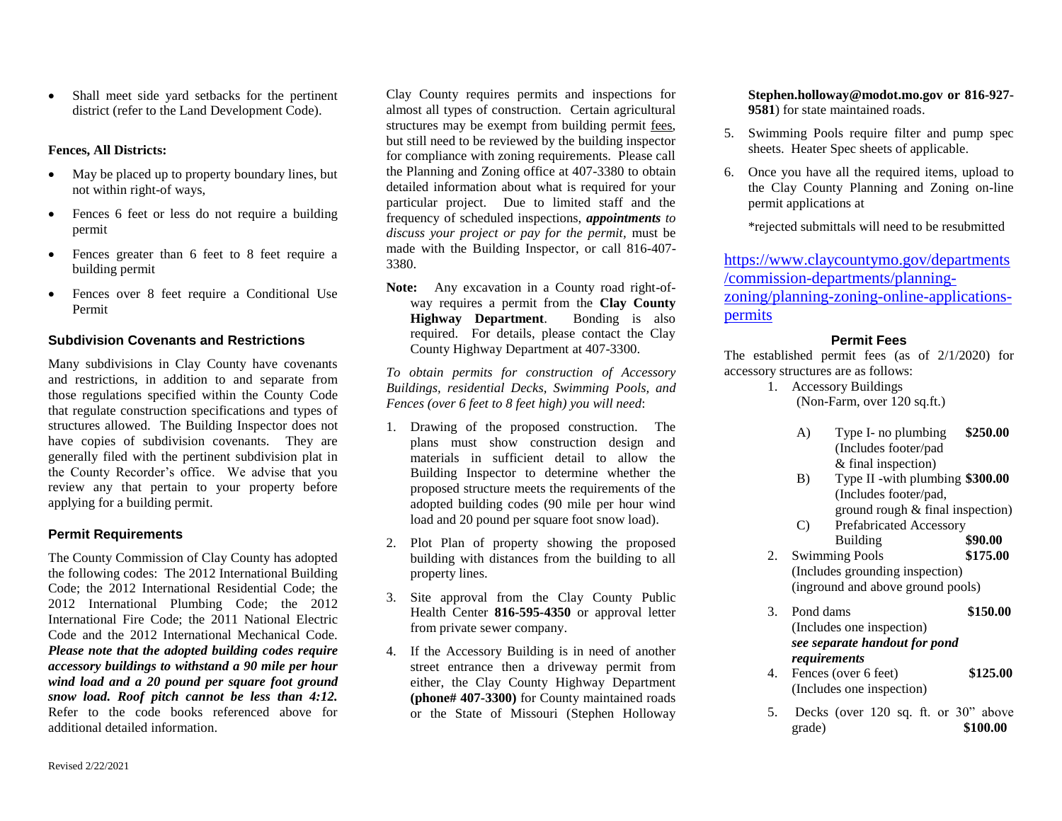- Shall meet side yard setbacks for the pertinent district (refer to the Land Development Code).

**Fences, All Districts:**

- May be placed up to property boundary lines, but not within right-of ways,
- Fences 6 feet or less do not require a building permit
- Fences greater than 6 feet to 8 feet require a building permit
- Fences over 8 feet require a Conditional Use Permit

## Subdivision Covenants and Restrictions

Many subdivisions in Clay County have covenants and restrictions, in addition to and separate from those regulations specified within the County Code that regulate construction specifications and types of structures allowed. The Building Inspector does not have copies of subdivision covenants. They are generally filed with the pertinent subdivision plat in the County Recorder's office. We advise that you review any that pertain to your property before applying for a building permit.

## Permit Requirements

The County Commission of Clay County has adopted the following codes: The 2012 International Building Code; the 2012 International Residential Code; the 2012 International Plumbing Code; the 2012 International Fire Code; the 2011 National Electric Code and the 2012 International Mechanical Code. ***Please note that the adopted building codes require accessory buildings to withstand a 90 mile per hour wind load and a 20 pound per square foot ground snow load. Roof pitch cannot be less than 4:12.*** Refer to the code books referenced above for additional detailed information.

Clay County requires permits and inspections for almost all types of construction. Certain agricultural structures may be exempt from building permit fees, but still need to be reviewed by the building inspector for compliance with zoning requirements. Please call the Planning and Zoning office at 407-3380 to obtain detailed information about what is required for your particular project. Due to limited staff and the frequency of scheduled inspections, ***appointments*** *to discuss your project or pay for the permit*, must be made with the Building Inspector, or call 816-407-3380.

**Note:** Any excavation in a County road right-of-way requires a permit from the **Clay County Highway Department**. Bonding is also required. For details, please contact the Clay County Highway Department at 407-3300.

*To obtain permits for construction of Accessory Buildings, residential Decks, Swimming Pools, and Fences (over 6 feet to 8 feet high) you will need*:

1. Drawing of the proposed construction. The plans must show construction design and materials in sufficient detail to allow the Building Inspector to determine whether the proposed structure meets the requirements of the adopted building codes (90 mile per hour wind load and 20 pound per square foot snow load).
2. Plot Plan of property showing the proposed building with distances from the building to all property lines.
3. Site approval from the Clay County Public Health Center **816-595-4350** or approval letter from private sewer company.
4. If the Accessory Building is in need of another street entrance then a driveway permit from either, the Clay County Highway Department **(phone# 407-3300)** for County maintained roads or the State of Missouri (Stephen Holloway **Stephen.holloway@modot.mo.gov or 816-927-9581**) for state maintained roads.
5. Swimming Pools require filter and pump spec sheets. Heater Spec sheets of applicable.
6. Once you have all the required items, upload to the Clay County Planning and Zoning on-line permit applications at

   *rejected submittals will need to be resubmitted

https://www.claycountymo.gov/departments/commission-departments/planning-zoning/planning-zoning-online-applications-permits

### Permit Fees

The established permit fees (as of 2/1/2020) for accessory structures are as follows:

1. Accessory Buildings (Non-Farm, over 120 sq.ft.)
   - A) Type I- no plumbing (Includes footer/pad & final inspection) **$250.00**
   - B) Type II -with plumbing (Includes footer/pad, ground rough & final inspection) **$300.00**
   - C) Prefabricated Accessory Building **$90.00**
2. Swimming Pools (Includes grounding inspection) (inground and above ground pools) **$175.00**
3. Pond dams (Includes one inspection) ***see separate handout for pond requirements*** **$150.00**
4. Fences (over 6 feet) (Includes one inspection) **$125.00**
5. Decks (over 120 sq. ft. or 30" above grade) **$100.00**

Revised 2/22/2021